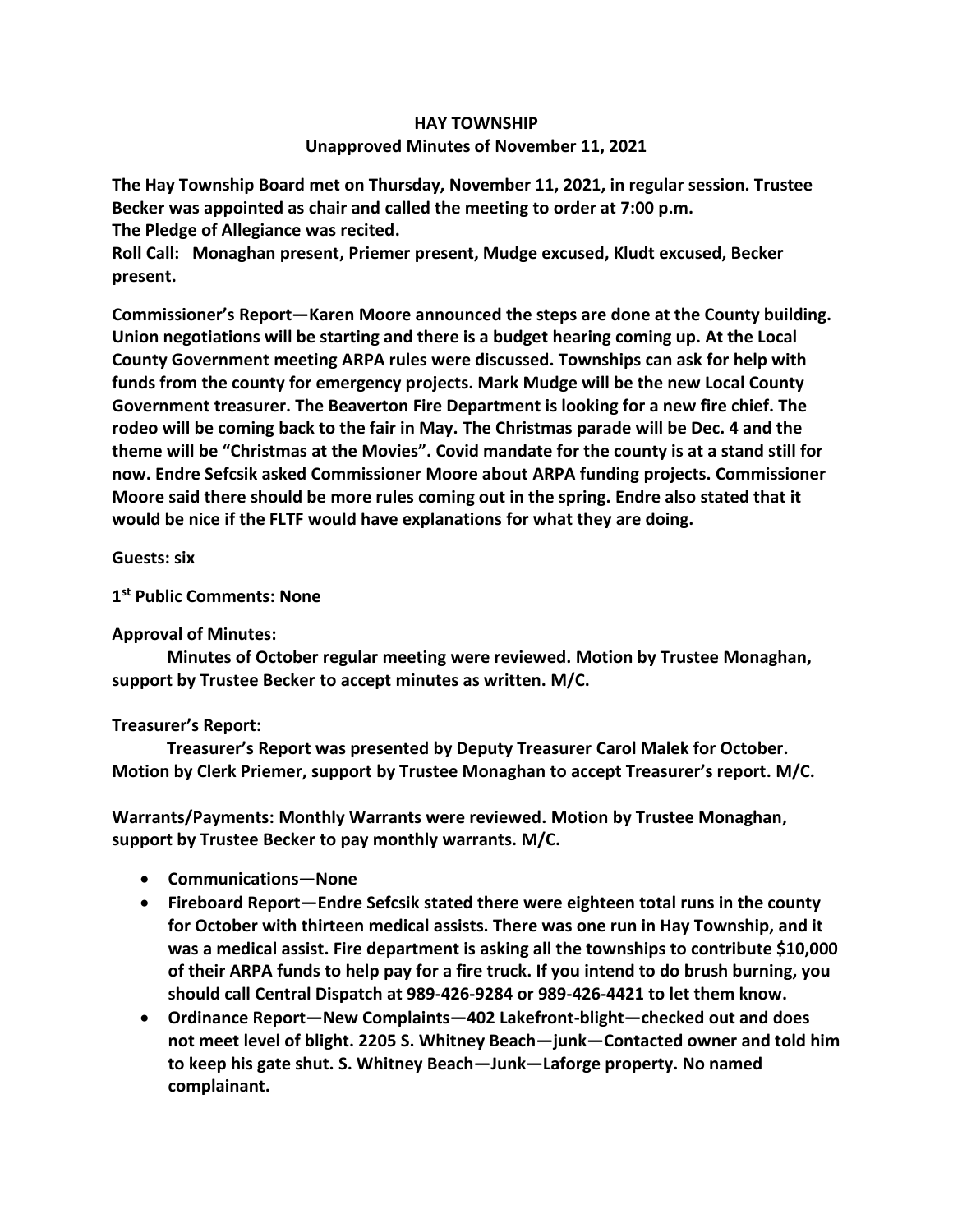# HAY TOWNSHIP

## Unapproved Minutes of November 11, 2021

**The Hay Township Board met on Thursday, November 11, 2021, in regular session. Trustee Becker was appointed as chair and called the meeting to order at 7:00 p.m.**
**The Pledge of Allegiance was recited.**
**Roll Call: Monaghan present, Priemer present, Mudge excused, Kludt excused, Becker present.**

**Commissioner's Report—Karen Moore announced the steps are done at the County building. Union negotiations will be starting and there is a budget hearing coming up. At the Local County Government meeting ARPA rules were discussed. Townships can ask for help with funds from the county for emergency projects. Mark Mudge will be the new Local County Government treasurer. The Beaverton Fire Department is looking for a new fire chief. The rodeo will be coming back to the fair in May. The Christmas parade will be Dec. 4 and the theme will be "Christmas at the Movies". Covid mandate for the county is at a stand still for now. Endre Sefcsik asked Commissioner Moore about ARPA funding projects. Commissioner Moore said there should be more rules coming out in the spring. Endre also stated that it would be nice if the FLTF would have explanations for what they are doing.**

**Guests: six**

**1st Public Comments: None**

**Approval of Minutes:**

**Minutes of October regular meeting were reviewed. Motion by Trustee Monaghan, support by Trustee Becker to accept minutes as written. M/C.**

**Treasurer's Report:**

**Treasurer's Report was presented by Deputy Treasurer Carol Malek for October. Motion by Clerk Priemer, support by Trustee Monaghan to accept Treasurer's report. M/C.**

**Warrants/Payments: Monthly Warrants were reviewed. Motion by Trustee Monaghan, support by Trustee Becker to pay monthly warrants. M/C.**

- **Communications—None**
- **Fireboard Report—Endre Sefcsik stated there were eighteen total runs in the county for October with thirteen medical assists. There was one run in Hay Township, and it was a medical assist. Fire department is asking all the townships to contribute $10,000 of their ARPA funds to help pay for a fire truck. If you intend to do brush burning, you should call Central Dispatch at 989-426-9284 or 989-426-4421 to let them know.**
- **Ordinance Report—New Complaints—402 Lakefront-blight—checked out and does not meet level of blight. 2205 S. Whitney Beach—junk—Contacted owner and told him to keep his gate shut. S. Whitney Beach—Junk—Laforge property. No named complainant.**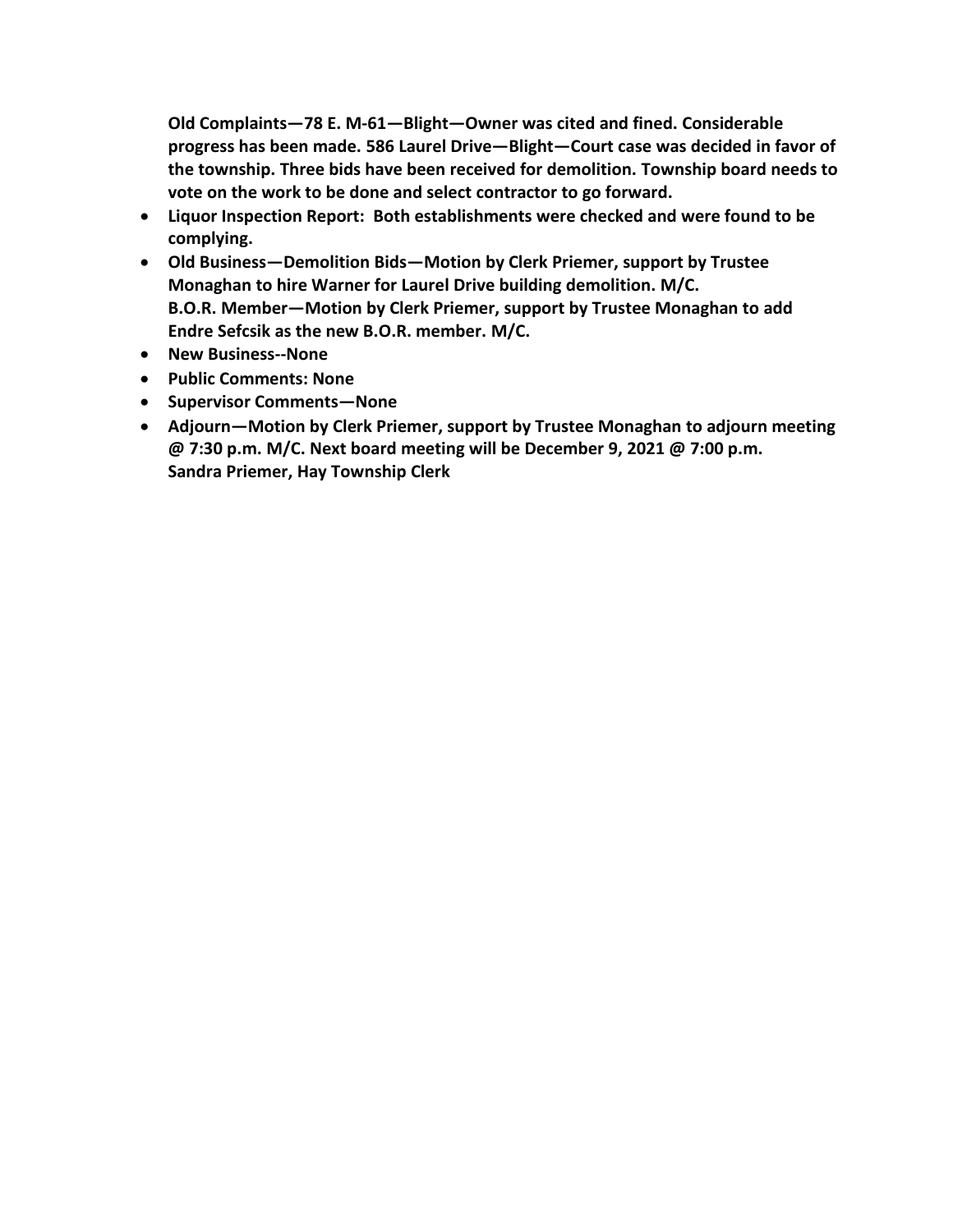**Old Complaints—78 E. M-61—Blight—Owner was cited and fined. Considerable progress has been made. 586 Laurel Drive—Blight—Court case was decided in favor of the township. Three bids have been received for demolition. Township board needs to vote on the work to be done and select contractor to go forward.**

- **Liquor Inspection Report: Both establishments were checked and were found to be complying.**
- **Old Business—Demolition Bids—Motion by Clerk Priemer, support by Trustee Monaghan to hire Warner for Laurel Drive building demolition. M/C.**
  **B.O.R. Member—Motion by Clerk Priemer, support by Trustee Monaghan to add Endre Sefcsik as the new B.O.R. member. M/C.**
- **New Business--None**
- **Public Comments: None**
- **Supervisor Comments—None**
- **Adjourn—Motion by Clerk Priemer, support by Trustee Monaghan to adjourn meeting @ 7:30 p.m. M/C. Next board meeting will be December 9, 2021 @ 7:00 p.m.**
  **Sandra Priemer, Hay Township Clerk**